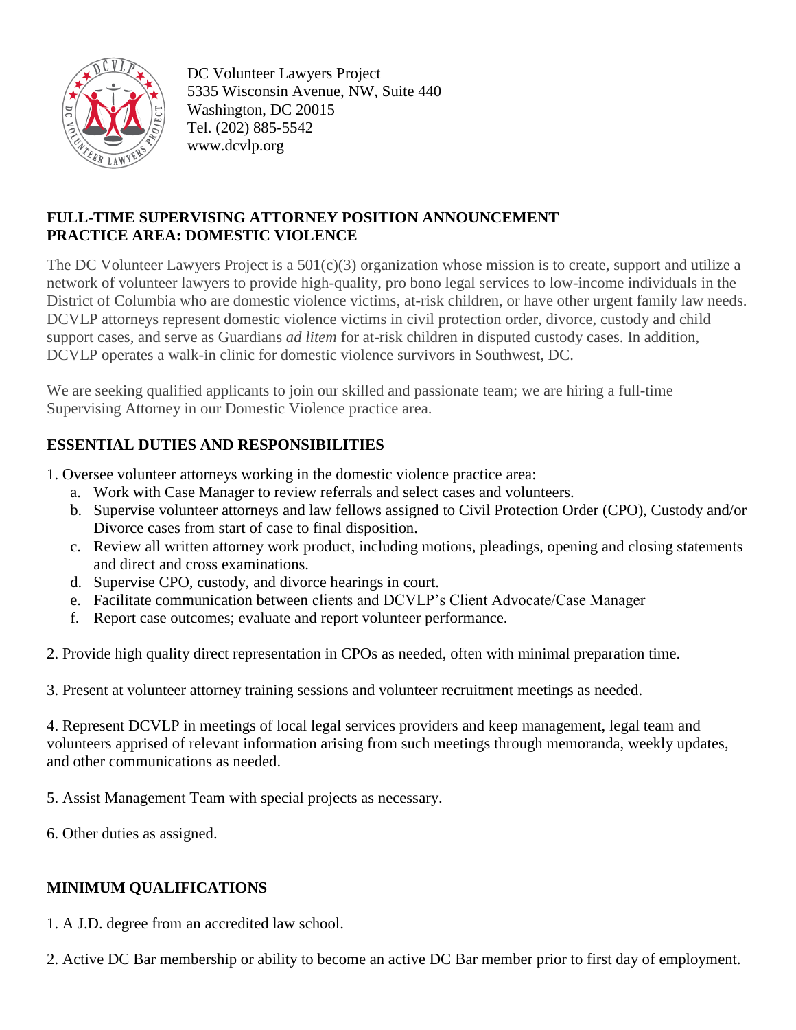DC Volunteer Lawyers Project
5335 Wisconsin Avenue, NW, Suite 440
Washington, DC 20015
Tel. (202) 885-5542
www.dcvlp.org

## FULL-TIME SUPERVISING ATTORNEY POSITION ANNOUNCEMENT
## PRACTICE AREA: DOMESTIC VIOLENCE

The DC Volunteer Lawyers Project is a 501(c)(3) organization whose mission is to create, support and utilize a network of volunteer lawyers to provide high-quality, pro bono legal services to low-income individuals in the District of Columbia who are domestic violence victims, at-risk children, or have other urgent family law needs. DCVLP attorneys represent domestic violence victims in civil protection order, divorce, custody and child support cases, and serve as Guardians *ad litem* for at-risk children in disputed custody cases. In addition, DCVLP operates a walk-in clinic for domestic violence survivors in Southwest, DC.

We are seeking qualified applicants to join our skilled and passionate team; we are hiring a full-time Supervising Attorney in our Domestic Violence practice area.

### ESSENTIAL DUTIES AND RESPONSIBILITIES

1. Oversee volunteer attorneys working in the domestic violence practice area:
   a. Work with Case Manager to review referrals and select cases and volunteers.
   b. Supervise volunteer attorneys and law fellows assigned to Civil Protection Order (CPO), Custody and/or Divorce cases from start of case to final disposition.
   c. Review all written attorney work product, including motions, pleadings, opening and closing statements and direct and cross examinations.
   d. Supervise CPO, custody, and divorce hearings in court.
   e. Facilitate communication between clients and DCVLP's Client Advocate/Case Manager
   f. Report case outcomes; evaluate and report volunteer performance.

2. Provide high quality direct representation in CPOs as needed, often with minimal preparation time.

3. Present at volunteer attorney training sessions and volunteer recruitment meetings as needed.

4. Represent DCVLP in meetings of local legal services providers and keep management, legal team and volunteers apprised of relevant information arising from such meetings through memoranda, weekly updates, and other communications as needed.

5. Assist Management Team with special projects as necessary.

6. Other duties as assigned.

### MINIMUM QUALIFICATIONS

1. A J.D. degree from an accredited law school.

2. Active DC Bar membership or ability to become an active DC Bar member prior to first day of employment.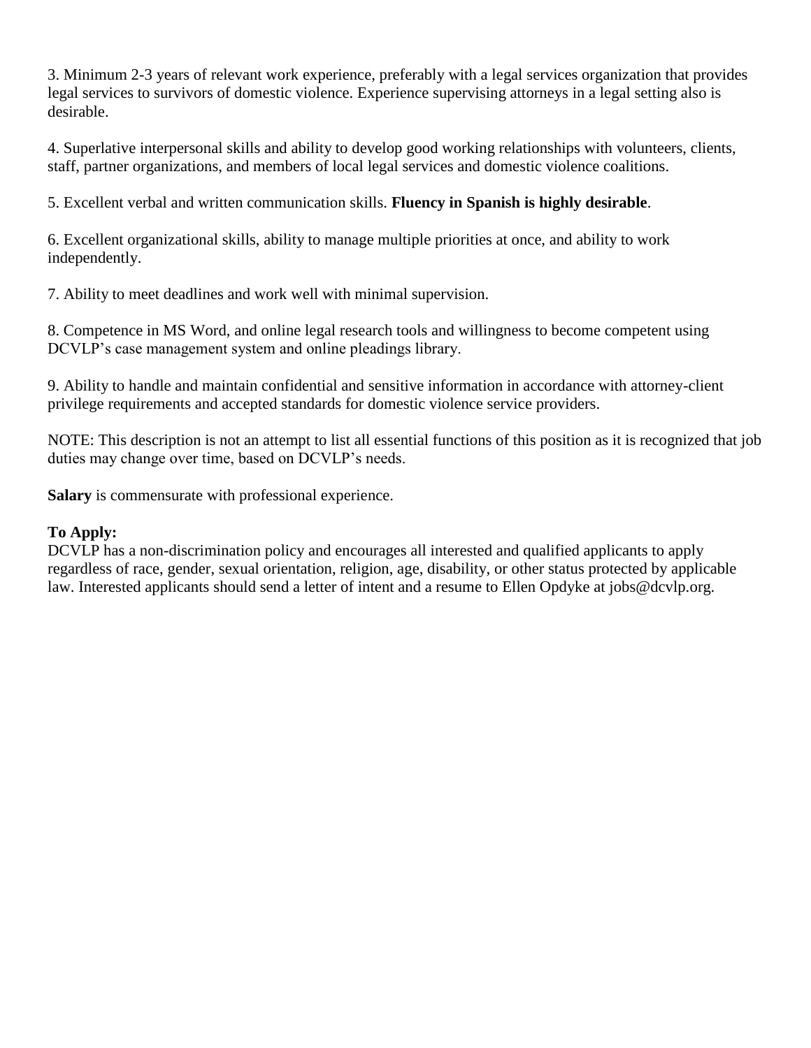3. Minimum 2-3 years of relevant work experience, preferably with a legal services organization that provides legal services to survivors of domestic violence. Experience supervising attorneys in a legal setting also is desirable.

4. Superlative interpersonal skills and ability to develop good working relationships with volunteers, clients, staff, partner organizations, and members of local legal services and domestic violence coalitions.

5. Excellent verbal and written communication skills. **Fluency in Spanish is highly desirable**.

6. Excellent organizational skills, ability to manage multiple priorities at once, and ability to work independently.

7. Ability to meet deadlines and work well with minimal supervision.

8. Competence in MS Word, and online legal research tools and willingness to become competent using DCVLP's case management system and online pleadings library.

9. Ability to handle and maintain confidential and sensitive information in accordance with attorney-client privilege requirements and accepted standards for domestic violence service providers.

NOTE: This description is not an attempt to list all essential functions of this position as it is recognized that job duties may change over time, based on DCVLP's needs.

**Salary** is commensurate with professional experience.

**To Apply:**
DCVLP has a non-discrimination policy and encourages all interested and qualified applicants to apply regardless of race, gender, sexual orientation, religion, age, disability, or other status protected by applicable law. Interested applicants should send a letter of intent and a resume to Ellen Opdyke at jobs@dcvlp.org.